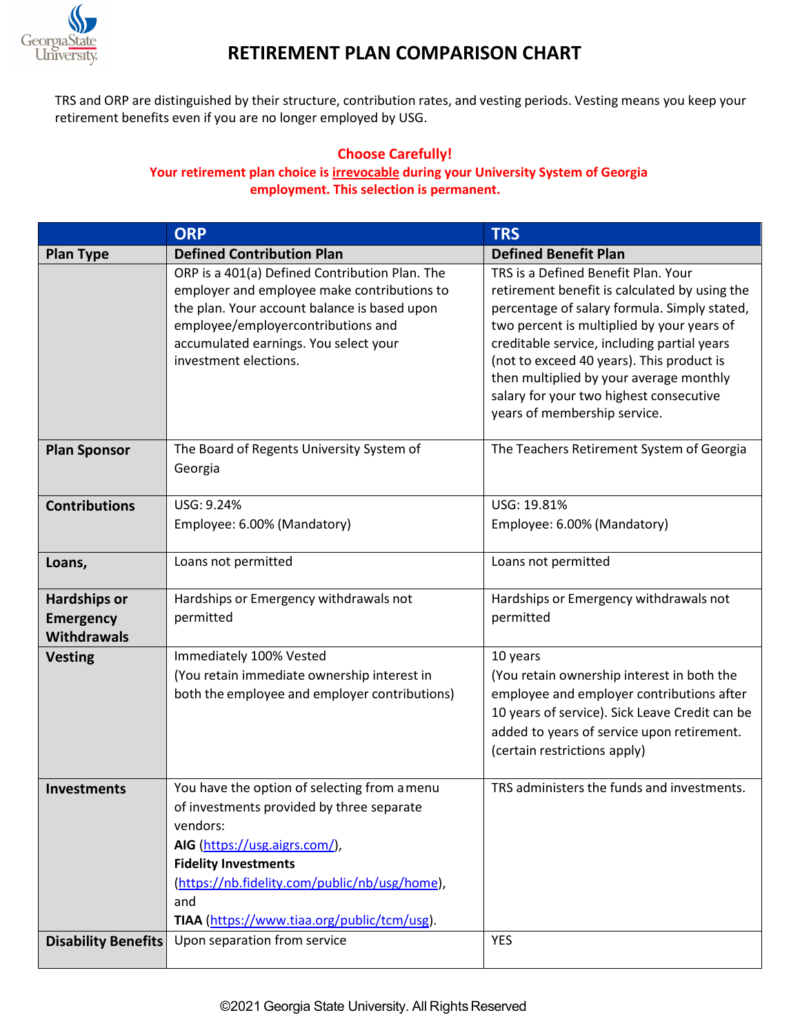# RETIREMENT PLAN COMPARISON CHART

TRS and ORP are distinguished by their structure, contribution rates, and vesting periods. Vesting means you keep your retirement benefits even if you are no longer employed by USG.

**Choose Carefully!**
**Your retirement plan choice is irrevocable during your University System of Georgia employment. This selection is permanent.**

| | ORP | TRS |
|---|---|---|
| **Plan Type** | **Defined Contribution Plan** | **Defined Benefit Plan** |
| | ORP is a 401(a) Defined Contribution Plan. The employer and employee make contributions to the plan. Your account balance is based upon employee/employercontributions and accumulated earnings. You select your investment elections. | TRS is a Defined Benefit Plan. Your retirement benefit is calculated by using the percentage of salary formula. Simply stated, two percent is multiplied by your years of creditable service, including partial years (not to exceed 40 years). This product is then multiplied by your average monthly salary for your two highest consecutive years of membership service. |
| **Plan Sponsor** | The Board of Regents University System of Georgia | The Teachers Retirement System of Georgia |
| **Contributions** | USG: 9.24%<br>Employee: 6.00% (Mandatory) | USG: 19.81%<br>Employee: 6.00% (Mandatory) |
| **Loans,** | Loans not permitted | Loans not permitted |
| **Hardships or Emergency Withdrawals** | Hardships or Emergency withdrawals not permitted | Hardships or Emergency withdrawals not permitted |
| **Vesting** | Immediately 100% Vested<br>(You retain immediate ownership interest in both the employee and employer contributions) | 10 years<br>(You retain ownership interest in both the employee and employer contributions after 10 years of service). Sick Leave Credit can be added to years of service upon retirement. (certain restrictions apply) |
| **Investments** | You have the option of selecting from a menu of investments provided by three separate vendors:<br>**AIG** (https://usg.aigrs.com/),<br>**Fidelity Investments** (https://nb.fidelity.com/public/nb/usg/home), and<br>**TIAA** (https://www.tiaa.org/public/tcm/usg). | TRS administers the funds and investments. |
| **Disability Benefits** | Upon separation from service | YES |

©2021 Georgia State University. All Rights Reserved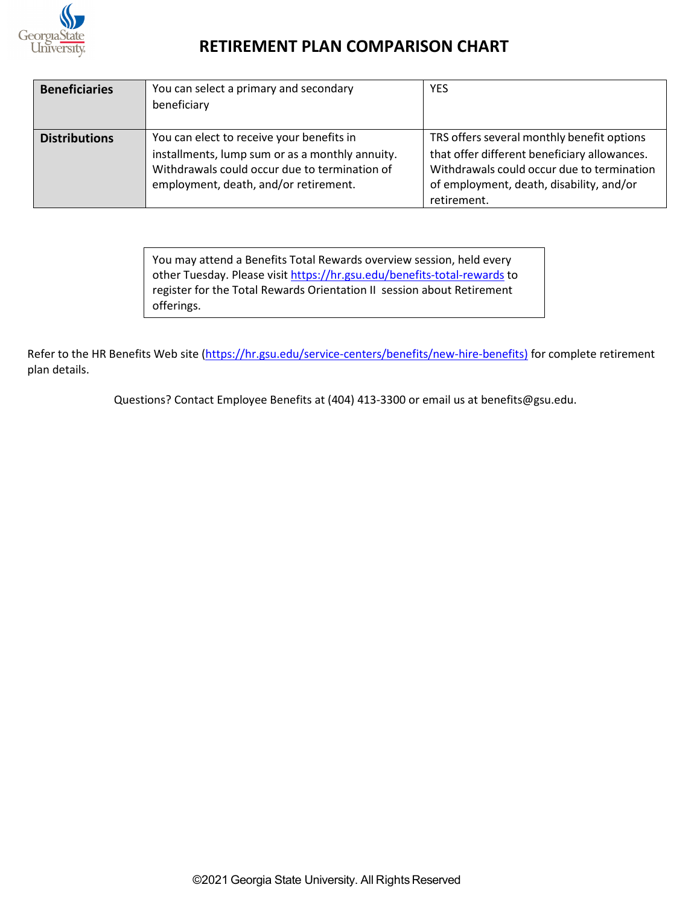# RETIREMENT PLAN COMPARISON CHART

| | | |
|---|---|---|
| **Beneficiaries** | You can select a primary and secondary beneficiary | YES |
| **Distributions** | You can elect to receive your benefits in installments, lump sum or as a monthly annuity. Withdrawals could occur due to termination of employment, death, and/or retirement. | TRS offers several monthly benefit options that offer different beneficiary allowances. Withdrawals could occur due to termination of employment, death, disability, and/or retirement. |

You may attend a Benefits Total Rewards overview session, held every other Tuesday. Please visit [https://hr.gsu.edu/benefits-total-rewards](https://hr.gsu.edu/benefits-total-rewards) to register for the Total Rewards Orientation II session about Retirement offerings.

Refer to the HR Benefits Web site ([https://hr.gsu.edu/service-centers/benefits/new-hire-benefits)](https://hr.gsu.edu/service-centers/benefits/new-hire-benefits) for complete retirement plan details.

Questions? Contact Employee Benefits at (404) 413-3300 or email us at benefits@gsu.edu.

©2021 Georgia State University. All Rights Reserved